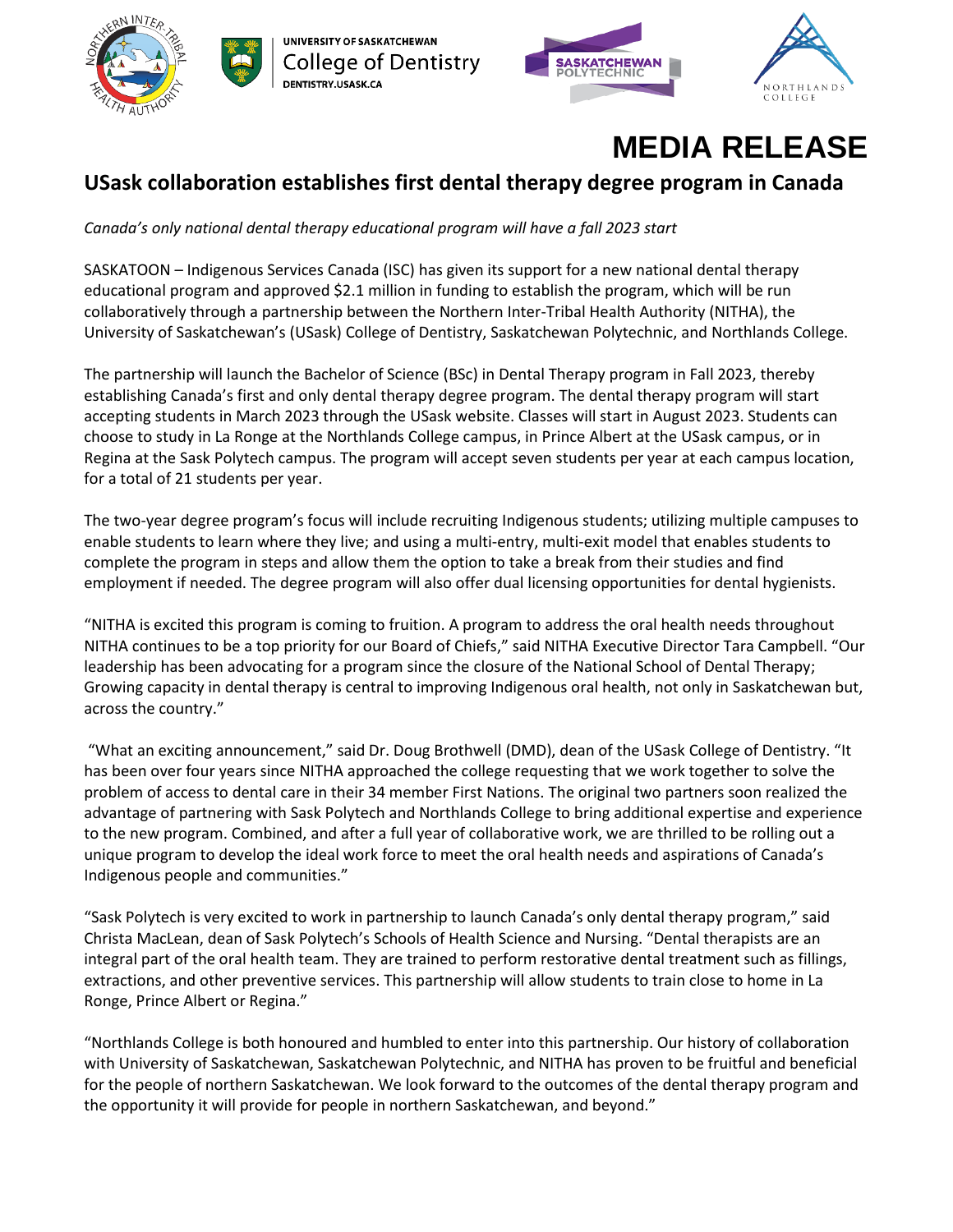# MEDIA RELEASE

## USask collaboration establishes first dental therapy degree program in Canada

*Canada's only national dental therapy educational program will have a fall 2023 start*

SASKATOON – Indigenous Services Canada (ISC) has given its support for a new national dental therapy educational program and approved $2.1 million in funding to establish the program, which will be run collaboratively through a partnership between the Northern Inter-Tribal Health Authority (NITHA), the University of Saskatchewan's (USask) College of Dentistry, Saskatchewan Polytechnic, and Northlands College.

The partnership will launch the Bachelor of Science (BSc) in Dental Therapy program in Fall 2023, thereby establishing Canada's first and only dental therapy degree program. The dental therapy program will start accepting students in March 2023 through the USask website. Classes will start in August 2023. Students can choose to study in La Ronge at the Northlands College campus, in Prince Albert at the USask campus, or in Regina at the Sask Polytech campus. The program will accept seven students per year at each campus location, for a total of 21 students per year.

The two-year degree program's focus will include recruiting Indigenous students; utilizing multiple campuses to enable students to learn where they live; and using a multi-entry, multi-exit model that enables students to complete the program in steps and allow them the option to take a break from their studies and find employment if needed. The degree program will also offer dual licensing opportunities for dental hygienists.

"NITHA is excited this program is coming to fruition. A program to address the oral health needs throughout NITHA continues to be a top priority for our Board of Chiefs," said NITHA Executive Director Tara Campbell. "Our leadership has been advocating for a program since the closure of the National School of Dental Therapy; Growing capacity in dental therapy is central to improving Indigenous oral health, not only in Saskatchewan but, across the country."

"What an exciting announcement," said Dr. Doug Brothwell (DMD), dean of the USask College of Dentistry. "It has been over four years since NITHA approached the college requesting that we work together to solve the problem of access to dental care in their 34 member First Nations. The original two partners soon realized the advantage of partnering with Sask Polytech and Northlands College to bring additional expertise and experience to the new program. Combined, and after a full year of collaborative work, we are thrilled to be rolling out a unique program to develop the ideal work force to meet the oral health needs and aspirations of Canada's Indigenous people and communities."

"Sask Polytech is very excited to work in partnership to launch Canada's only dental therapy program," said Christa MacLean, dean of Sask Polytech's Schools of Health Science and Nursing. "Dental therapists are an integral part of the oral health team. They are trained to perform restorative dental treatment such as fillings, extractions, and other preventive services. This partnership will allow students to train close to home in La Ronge, Prince Albert or Regina."

"Northlands College is both honoured and humbled to enter into this partnership. Our history of collaboration with University of Saskatchewan, Saskatchewan Polytechnic, and NITHA has proven to be fruitful and beneficial for the people of northern Saskatchewan. We look forward to the outcomes of the dental therapy program and the opportunity it will provide for people in northern Saskatchewan, and beyond."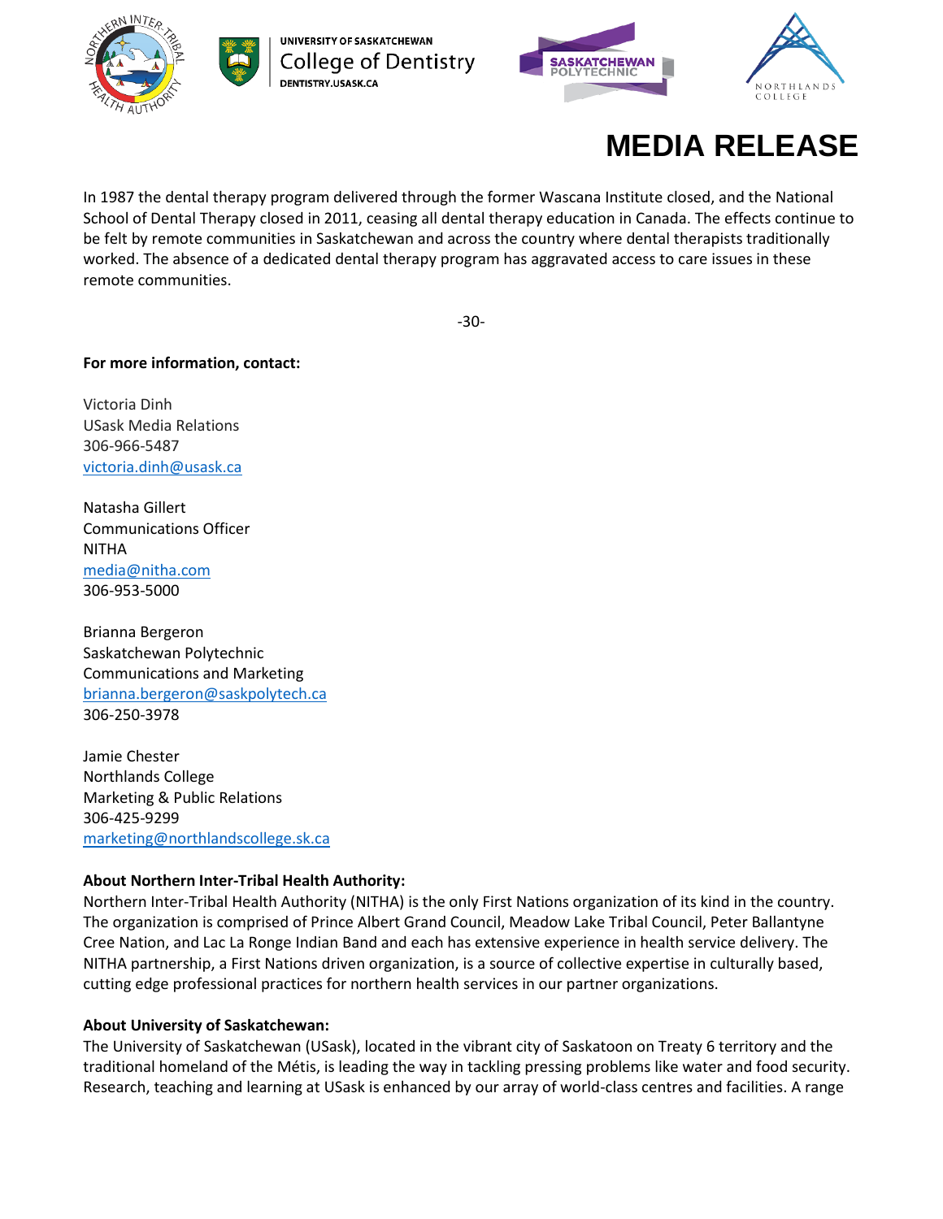# MEDIA RELEASE

In 1987 the dental therapy program delivered through the former Wascana Institute closed, and the National School of Dental Therapy closed in 2011, ceasing all dental therapy education in Canada. The effects continue to be felt by remote communities in Saskatchewan and across the country where dental therapists traditionally worked. The absence of a dedicated dental therapy program has aggravated access to care issues in these remote communities.

-30-

**For more information, contact:**

Victoria Dinh
USask Media Relations
306-966-5487
victoria.dinh@usask.ca

Natasha Gillert
Communications Officer
NITHA
media@nitha.com
306-953-5000

Brianna Bergeron
Saskatchewan Polytechnic
Communications and Marketing
brianna.bergeron@saskpolytech.ca
306-250-3978

Jamie Chester
Northlands College
Marketing & Public Relations
306-425-9299
marketing@northlandscollege.sk.ca

**About Northern Inter-Tribal Health Authority:**
Northern Inter-Tribal Health Authority (NITHA) is the only First Nations organization of its kind in the country. The organization is comprised of Prince Albert Grand Council, Meadow Lake Tribal Council, Peter Ballantyne Cree Nation, and Lac La Ronge Indian Band and each has extensive experience in health service delivery. The NITHA partnership, a First Nations driven organization, is a source of collective expertise in culturally based, cutting edge professional practices for northern health services in our partner organizations.

**About University of Saskatchewan:**
The University of Saskatchewan (USask), located in the vibrant city of Saskatoon on Treaty 6 territory and the traditional homeland of the Métis, is leading the way in tackling pressing problems like water and food security. Research, teaching and learning at USask is enhanced by our array of world-class centres and facilities. A range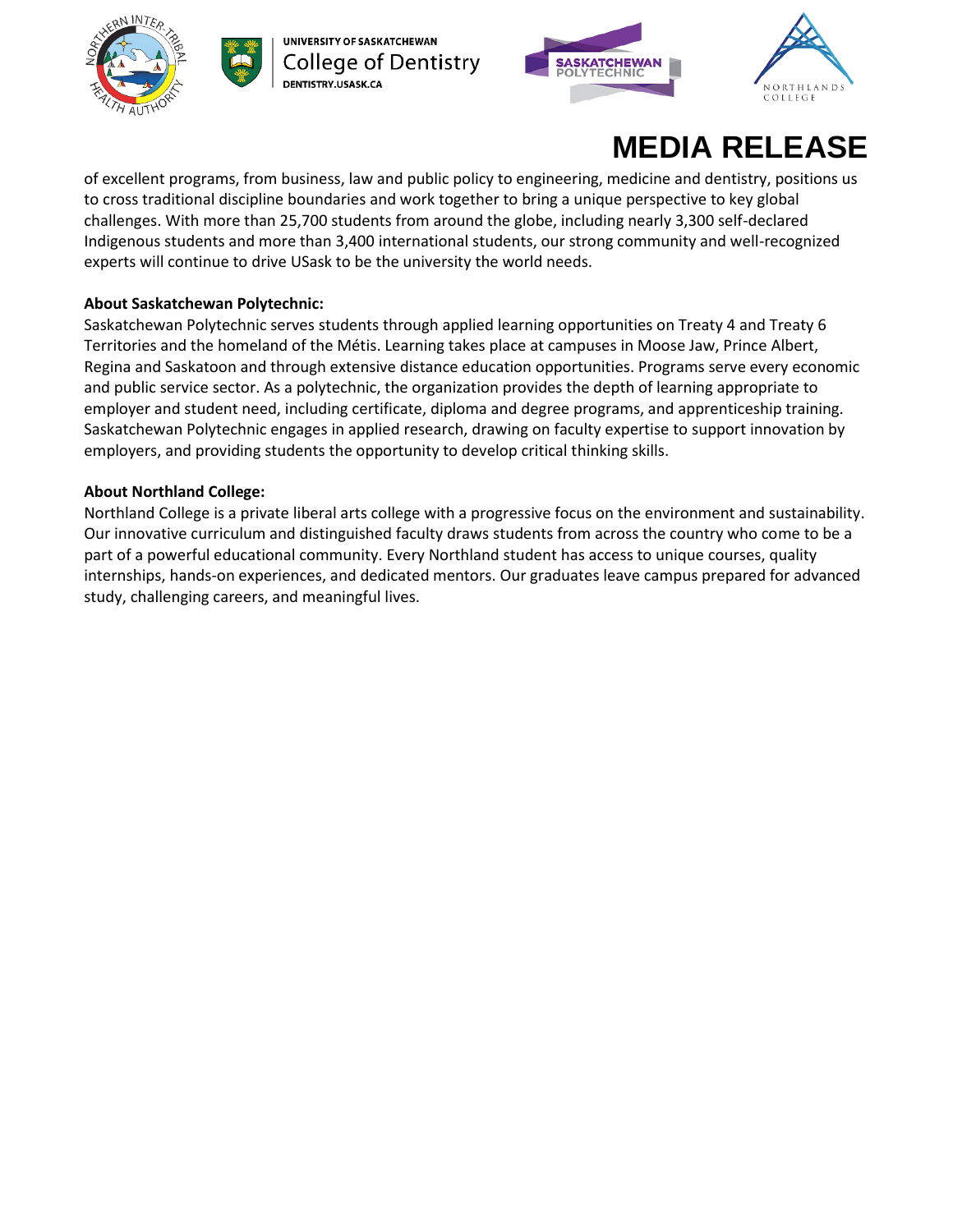of excellent programs, from business, law and public policy to engineering, medicine and dentistry, positions us to cross traditional discipline boundaries and work together to bring a unique perspective to key global challenges. With more than 25,700 students from around the globe, including nearly 3,300 self-declared Indigenous students and more than 3,400 international students, our strong community and well-recognized experts will continue to drive USask to be the university the world needs.

**About Saskatchewan Polytechnic:**

Saskatchewan Polytechnic serves students through applied learning opportunities on Treaty 4 and Treaty 6 Territories and the homeland of the Métis. Learning takes place at campuses in Moose Jaw, Prince Albert, Regina and Saskatoon and through extensive distance education opportunities. Programs serve every economic and public service sector. As a polytechnic, the organization provides the depth of learning appropriate to employer and student need, including certificate, diploma and degree programs, and apprenticeship training. Saskatchewan Polytechnic engages in applied research, drawing on faculty expertise to support innovation by employers, and providing students the opportunity to develop critical thinking skills.

**About Northland College:**

Northland College is a private liberal arts college with a progressive focus on the environment and sustainability. Our innovative curriculum and distinguished faculty draws students from across the country who come to be a part of a powerful educational community. Every Northland student has access to unique courses, quality internships, hands-on experiences, and dedicated mentors. Our graduates leave campus prepared for advanced study, challenging careers, and meaningful lives.